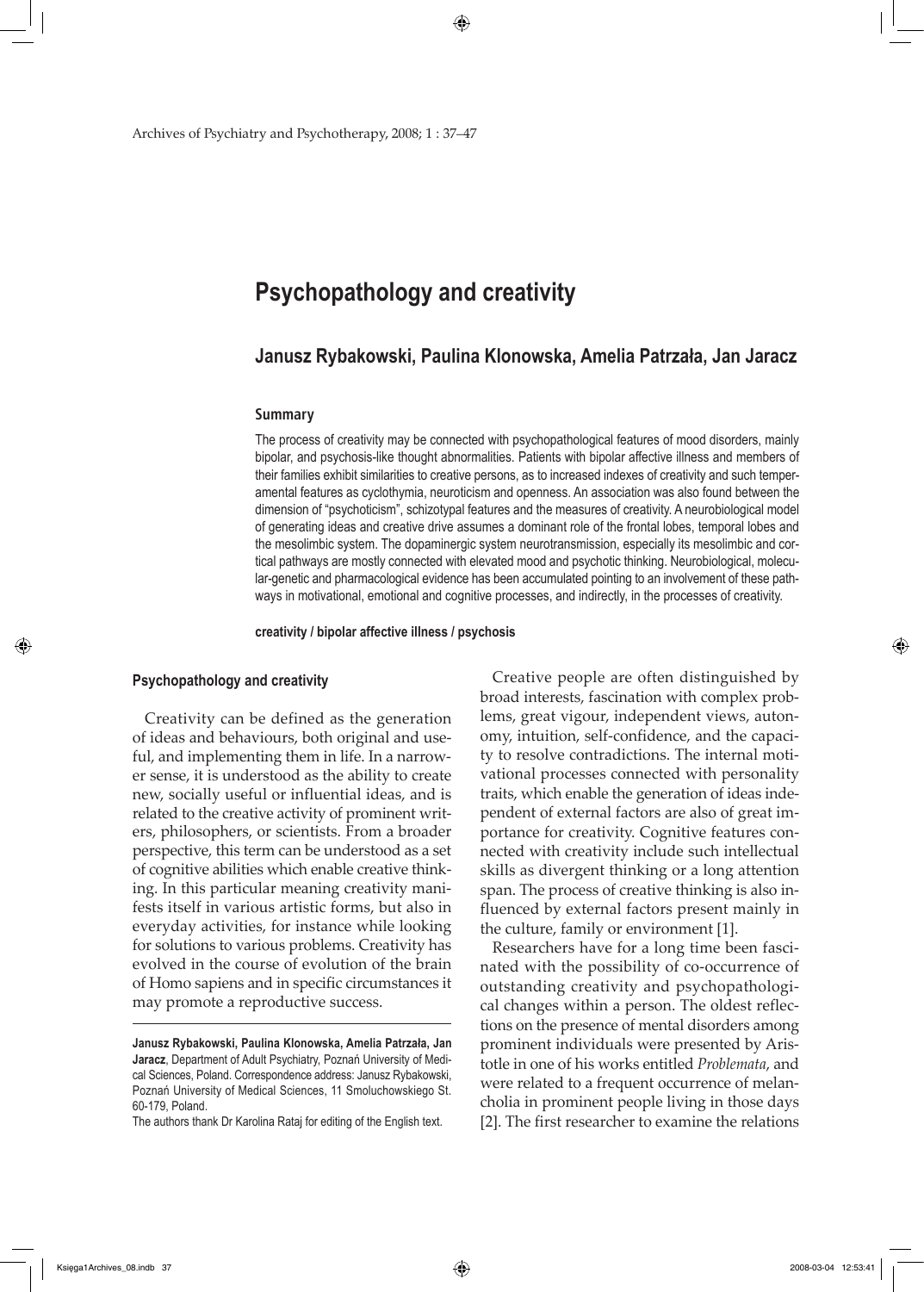# Psychopathology and creativity

## Janusz Rybakowski, Paulina Klonowska, Amelia Patrzała, Jan Jaracz

### Summary

The process of creativity may be connected with psychopathological features of mood disorders, mainly bipolar, and psychosis-like thought abnormalities. Patients with bipolar affective illness and members of their families exhibit similarities to creative persons, as to increased indexes of creativity and such temperamental features as cyclothymia, neuroticism and openness. An association was also found between the dimension of "psychoticism", schizotypal features and the measures of creativity. A neurobiological model of generating ideas and creative drive assumes a dominant role of the frontal lobes, temporal lobes and the mesolimbic system. The dopaminergic system neurotransmission, especially its mesolimbic and cortical pathways are mostly connected with elevated mood and psychotic thinking. Neurobiological, molecular-genetic and pharmacological evidence has been accumulated pointing to an involvement of these pathways in motivational, emotional and cognitive processes, and indirectly, in the processes of creativity.

**creativity / bipolar affective illness / psychosis**

### Psychopathology and creativity

Creativity can be defined as the generation of ideas and behaviours, both original and useful, and implementing them in life. In a narrower sense, it is understood as the ability to create new, socially useful or influential ideas, and is related to the creative activity of prominent writers, philosophers, or scientists. From a broader perspective, this term can be understood as a set of cognitive abilities which enable creative thinking. In this particular meaning creativity manifests itself in various artistic forms, but also in everyday activities, for instance while looking for solutions to various problems. Creativity has evolved in the course of evolution of the brain of Homo sapiens and in specific circumstances it may promote a reproductive success.

Creative people are often distinguished by broad interests, fascination with complex problems, great vigour, independent views, autonomy, intuition, self-confidence, and the capacity to resolve contradictions. The internal motivational processes connected with personality traits, which enable the generation of ideas independent of external factors are also of great importance for creativity. Cognitive features connected with creativity include such intellectual skills as divergent thinking or a long attention span. The process of creative thinking is also influenced by external factors present mainly in the culture, family or environment [1].

Researchers have for a long time been fascinated with the possibility of co-occurrence of outstanding creativity and psychopathological changes within a person. The oldest reflections on the presence of mental disorders among prominent individuals were presented by Aristotle in one of his works entitled *Problemata*, and were related to a frequent occurrence of melancholia in prominent people living in those days [2]. The first researcher to examine the relations

---

**Janusz Rybakowski, Paulina Klonowska, Amelia Patrzała, Jan Jaracz**, Department of Adult Psychiatry, Poznań University of Medical Sciences, Poland. Correspondence address: Janusz Rybakowski, Poznań University of Medical Sciences, 11 Smoluchowskiego St. 60-179, Poland.

The authors thank Dr Karolina Rataj for editing of the English text.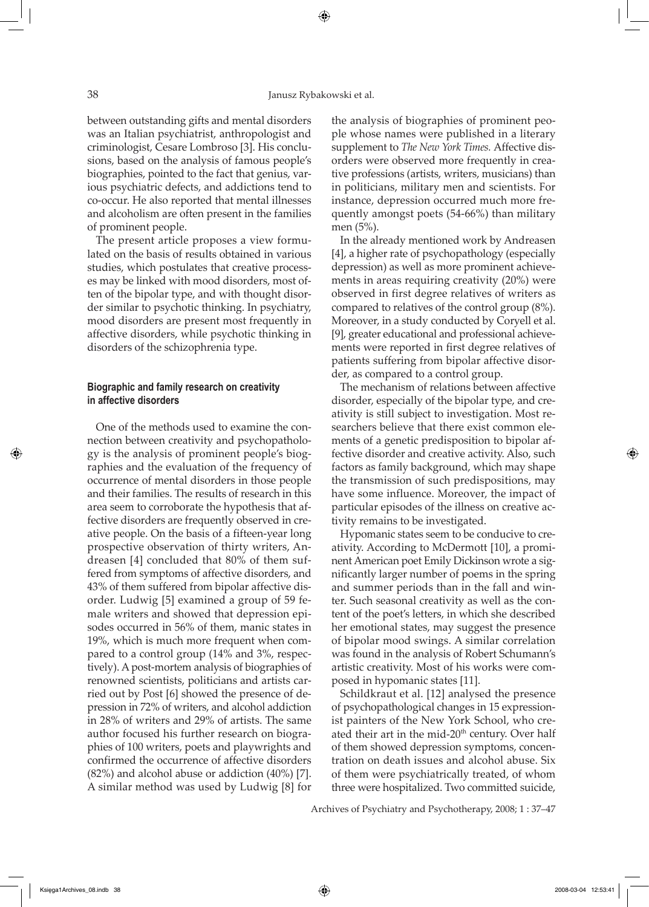between outstanding gifts and mental disorders was an Italian psychiatrist, anthropologist and criminologist, Cesare Lombroso [3]. His conclusions, based on the analysis of famous people's biographies, pointed to the fact that genius, various psychiatric defects, and addictions tend to co-occur. He also reported that mental illnesses and alcoholism are often present in the families of prominent people.

The present article proposes a view formulated on the basis of results obtained in various studies, which postulates that creative processes may be linked with mood disorders, most often of the bipolar type, and with thought disorder similar to psychotic thinking. In psychiatry, mood disorders are present most frequently in affective disorders, while psychotic thinking in disorders of the schizophrenia type.

### Biographic and family research on creativity in affective disorders

One of the methods used to examine the connection between creativity and psychopathology is the analysis of prominent people's biographies and the evaluation of the frequency of occurrence of mental disorders in those people and their families. The results of research in this area seem to corroborate the hypothesis that affective disorders are frequently observed in creative people. On the basis of a fifteen-year long prospective observation of thirty writers, Andreasen [4] concluded that 80% of them suffered from symptoms of affective disorders, and 43% of them suffered from bipolar affective disorder. Ludwig [5] examined a group of 59 female writers and showed that depression episodes occurred in 56% of them, manic states in 19%, which is much more frequent when compared to a control group (14% and 3%, respectively). A post-mortem analysis of biographies of renowned scientists, politicians and artists carried out by Post [6] showed the presence of depression in 72% of writers, and alcohol addiction in 28% of writers and 29% of artists. The same author focused his further research on biographies of 100 writers, poets and playwrights and confirmed the occurrence of affective disorders (82%) and alcohol abuse or addiction (40%) [7]. A similar method was used by Ludwig [8] for the analysis of biographies of prominent people whose names were published in a literary supplement to *The New York Times.* Affective disorders were observed more frequently in creative professions (artists, writers, musicians) than in politicians, military men and scientists. For instance, depression occurred much more frequently amongst poets (54-66%) than military men (5%).

In the already mentioned work by Andreasen [4], a higher rate of psychopathology (especially depression) as well as more prominent achievements in areas requiring creativity (20%) were observed in first degree relatives of writers as compared to relatives of the control group (8%). Moreover, in a study conducted by Coryell et al. [9], greater educational and professional achievements were reported in first degree relatives of patients suffering from bipolar affective disorder, as compared to a control group.

The mechanism of relations between affective disorder, especially of the bipolar type, and creativity is still subject to investigation. Most researchers believe that there exist common elements of a genetic predisposition to bipolar affective disorder and creative activity. Also, such factors as family background, which may shape the transmission of such predispositions, may have some influence. Moreover, the impact of particular episodes of the illness on creative activity remains to be investigated.

Hypomanic states seem to be conducive to creativity. According to McDermott [10], a prominent American poet Emily Dickinson wrote a significantly larger number of poems in the spring and summer periods than in the fall and winter. Such seasonal creativity as well as the content of the poet's letters, in which she described her emotional states, may suggest the presence of bipolar mood swings. A similar correlation was found in the analysis of Robert Schumann's artistic creativity. Most of his works were composed in hypomanic states [11].

Schildkraut et al. [12] analysed the presence of psychopathological changes in 15 expressionist painters of the New York School, who created their art in the mid-20th century. Over half of them showed depression symptoms, concentration on death issues and alcohol abuse. Six of them were psychiatrically treated, of whom three were hospitalized. Two committed suicide,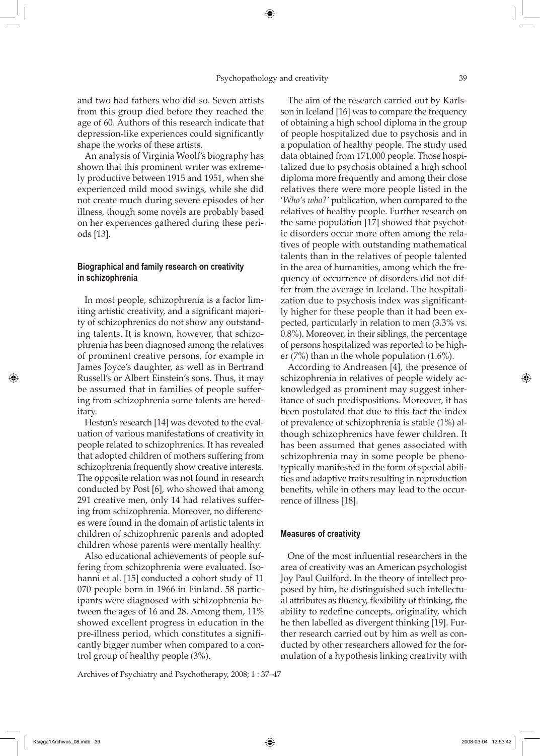and two had fathers who did so. Seven artists from this group died before they reached the age of 60. Authors of this research indicate that depression-like experiences could significantly shape the works of these artists.

An analysis of Virginia Woolf's biography has shown that this prominent writer was extremely productive between 1915 and 1951, when she experienced mild mood swings, while she did not create much during severe episodes of her illness, though some novels are probably based on her experiences gathered during these periods [13].

### Biographical and family research on creativity in schizophrenia

In most people, schizophrenia is a factor limiting artistic creativity, and a significant majority of schizophrenics do not show any outstanding talents. It is known, however, that schizophrenia has been diagnosed among the relatives of prominent creative persons, for example in James Joyce's daughter, as well as in Bertrand Russell's or Albert Einstein's sons. Thus, it may be assumed that in families of people suffering from schizophrenia some talents are hereditary.

Heston's research [14] was devoted to the evaluation of various manifestations of creativity in people related to schizophrenics. It has revealed that adopted children of mothers suffering from schizophrenia frequently show creative interests. The opposite relation was not found in research conducted by Post [6], who showed that among 291 creative men, only 14 had relatives suffering from schizophrenia. Moreover, no differences were found in the domain of artistic talents in children of schizophrenic parents and adopted children whose parents were mentally healthy.

Also educational achievements of people suffering from schizophrenia were evaluated. Isohanni et al. [15] conducted a cohort study of 11 070 people born in 1966 in Finland. 58 participants were diagnosed with schizophrenia between the ages of 16 and 28. Among them, 11% showed excellent progress in education in the pre-illness period, which constitutes a significantly bigger number when compared to a control group of healthy people (3%).

The aim of the research carried out by Karlsson in Iceland [16] was to compare the frequency of obtaining a high school diploma in the group of people hospitalized due to psychosis and in a population of healthy people. The study used data obtained from 171,000 people. Those hospitalized due to psychosis obtained a high school diploma more frequently and among their close relatives there were more people listed in the '*Who's who?*' publication, when compared to the relatives of healthy people. Further research on the same population [17] showed that psychotic disorders occur more often among the relatives of people with outstanding mathematical talents than in the relatives of people talented in the area of humanities, among which the frequency of occurrence of disorders did not differ from the average in Iceland. The hospitalization due to psychosis index was significantly higher for these people than it had been expected, particularly in relation to men (3.3% vs. 0.8%). Moreover, in their siblings, the percentage of persons hospitalized was reported to be higher (7%) than in the whole population (1.6%).

According to Andreasen [4], the presence of schizophrenia in relatives of people widely acknowledged as prominent may suggest inheritance of such predispositions. Moreover, it has been postulated that due to this fact the index of prevalence of schizophrenia is stable (1%) although schizophrenics have fewer children. It has been assumed that genes associated with schizophrenia may in some people be phenotypically manifested in the form of special abilities and adaptive traits resulting in reproduction benefits, while in others may lead to the occurrence of illness [18].

### Measures of creativity

One of the most influential researchers in the area of creativity was an American psychologist Joy Paul Guilford. In the theory of intellect proposed by him, he distinguished such intellectual attributes as fluency, flexibility of thinking, the ability to redefine concepts, originality, which he then labelled as divergent thinking [19]. Further research carried out by him as well as conducted by other researchers allowed for the formulation of a hypothesis linking creativity with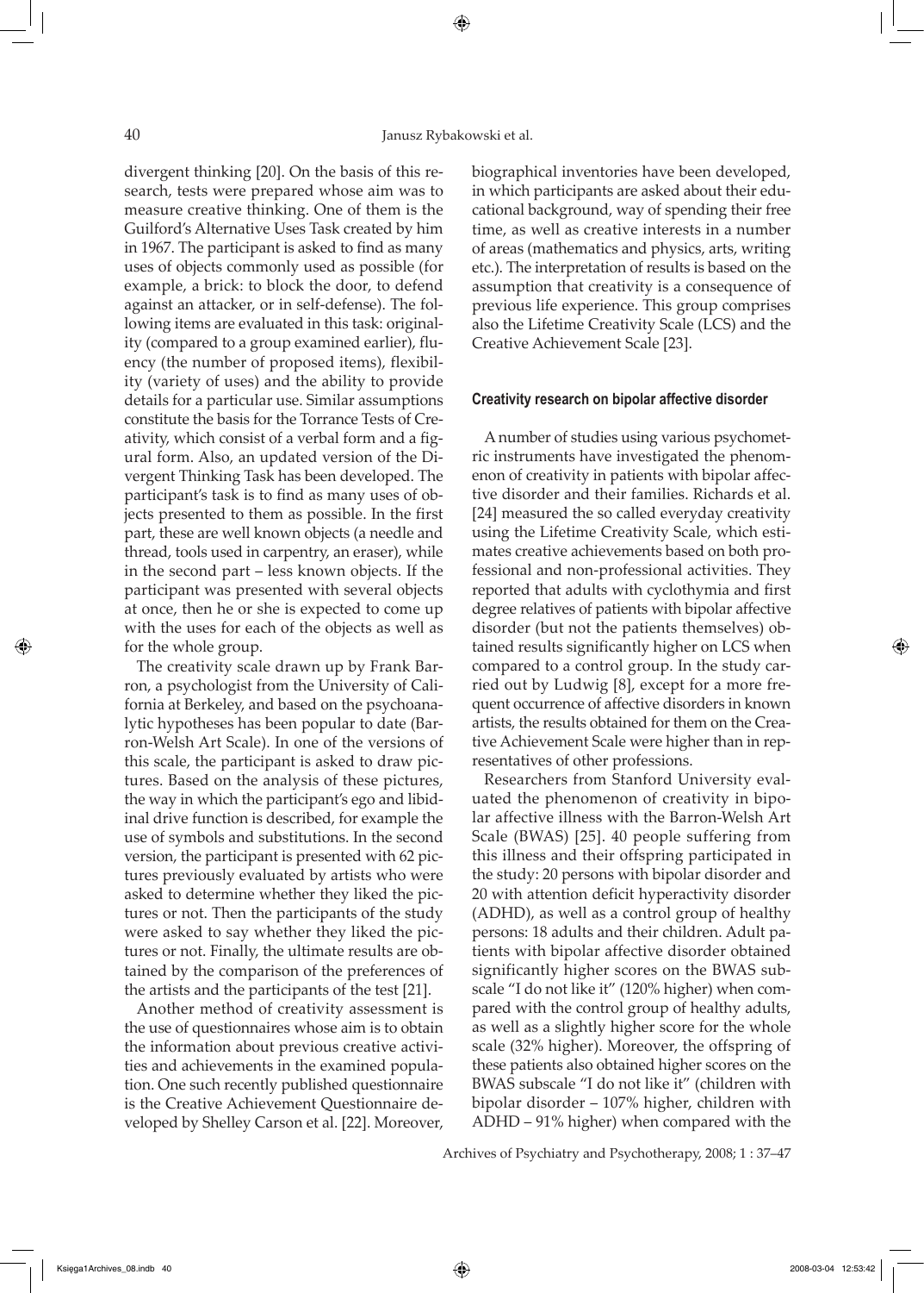divergent thinking [20]. On the basis of this research, tests were prepared whose aim was to measure creative thinking. One of them is the Guilford's Alternative Uses Task created by him in 1967. The participant is asked to find as many uses of objects commonly used as possible (for example, a brick: to block the door, to defend against an attacker, or in self-defense). The following items are evaluated in this task: originality (compared to a group examined earlier), fluency (the number of proposed items), flexibility (variety of uses) and the ability to provide details for a particular use. Similar assumptions constitute the basis for the Torrance Tests of Creativity, which consist of a verbal form and a figural form. Also, an updated version of the Divergent Thinking Task has been developed. The participant's task is to find as many uses of objects presented to them as possible. In the first part, these are well known objects (a needle and thread, tools used in carpentry, an eraser), while in the second part – less known objects. If the participant was presented with several objects at once, then he or she is expected to come up with the uses for each of the objects as well as for the whole group.

The creativity scale drawn up by Frank Barron, a psychologist from the University of California at Berkeley, and based on the psychoanalytic hypotheses has been popular to date (Barron-Welsh Art Scale). In one of the versions of this scale, the participant is asked to draw pictures. Based on the analysis of these pictures, the way in which the participant's ego and libidinal drive function is described, for example the use of symbols and substitutions. In the second version, the participant is presented with 62 pictures previously evaluated by artists who were asked to determine whether they liked the pictures or not. Then the participants of the study were asked to say whether they liked the pictures or not. Finally, the ultimate results are obtained by the comparison of the preferences of the artists and the participants of the test [21].

Another method of creativity assessment is the use of questionnaires whose aim is to obtain the information about previous creative activities and achievements in the examined population. One such recently published questionnaire is the Creative Achievement Questionnaire developed by Shelley Carson et al. [22]. Moreover, biographical inventories have been developed, in which participants are asked about their educational background, way of spending their free time, as well as creative interests in a number of areas (mathematics and physics, arts, writing etc.). The interpretation of results is based on the assumption that creativity is a consequence of previous life experience. This group comprises also the Lifetime Creativity Scale (LCS) and the Creative Achievement Scale [23].

#### Creativity research on bipolar affective disorder

A number of studies using various psychometric instruments have investigated the phenomenon of creativity in patients with bipolar affective disorder and their families. Richards et al. [24] measured the so called everyday creativity using the Lifetime Creativity Scale, which estimates creative achievements based on both professional and non-professional activities. They reported that adults with cyclothymia and first degree relatives of patients with bipolar affective disorder (but not the patients themselves) obtained results significantly higher on LCS when compared to a control group. In the study carried out by Ludwig [8], except for a more frequent occurrence of affective disorders in known artists, the results obtained for them on the Creative Achievement Scale were higher than in representatives of other professions.

Researchers from Stanford University evaluated the phenomenon of creativity in bipolar affective illness with the Barron-Welsh Art Scale (BWAS) [25]. 40 people suffering from this illness and their offspring participated in the study: 20 persons with bipolar disorder and 20 with attention deficit hyperactivity disorder (ADHD), as well as a control group of healthy persons: 18 adults and their children. Adult patients with bipolar affective disorder obtained significantly higher scores on the BWAS subscale "I do not like it" (120% higher) when compared with the control group of healthy adults, as well as a slightly higher score for the whole scale (32% higher). Moreover, the offspring of these patients also obtained higher scores on the BWAS subscale "I do not like it" (children with bipolar disorder – 107% higher, children with ADHD – 91% higher) when compared with the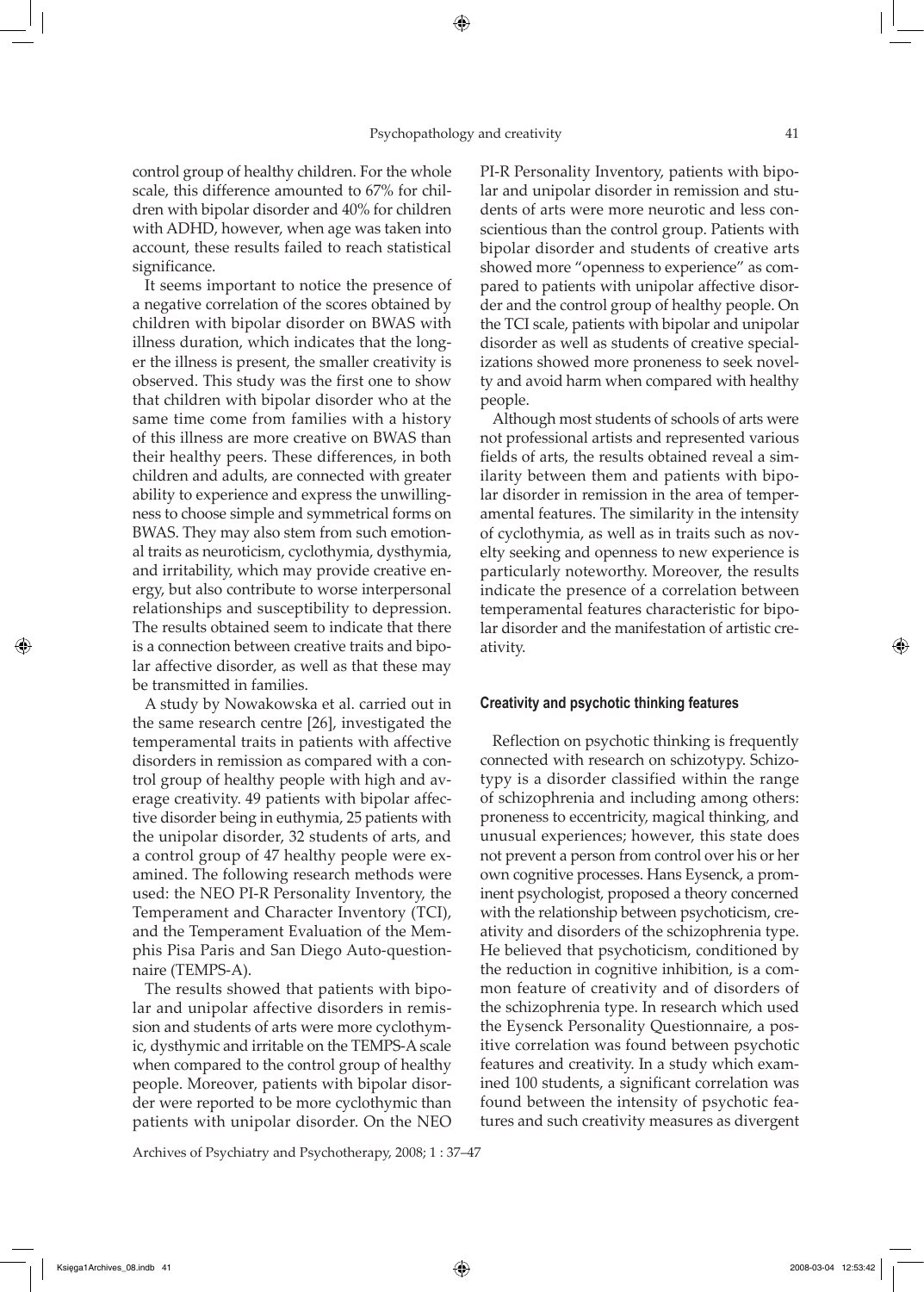control group of healthy children. For the whole scale, this difference amounted to 67% for children with bipolar disorder and 40% for children with ADHD, however, when age was taken into account, these results failed to reach statistical significance.

It seems important to notice the presence of a negative correlation of the scores obtained by children with bipolar disorder on BWAS with illness duration, which indicates that the longer the illness is present, the smaller creativity is observed. This study was the first one to show that children with bipolar disorder who at the same time come from families with a history of this illness are more creative on BWAS than their healthy peers. These differences, in both children and adults, are connected with greater ability to experience and express the unwillingness to choose simple and symmetrical forms on BWAS. They may also stem from such emotional traits as neuroticism, cyclothymia, dysthymia, and irritability, which may provide creative energy, but also contribute to worse interpersonal relationships and susceptibility to depression. The results obtained seem to indicate that there is a connection between creative traits and bipolar affective disorder, as well as that these may be transmitted in families.

A study by Nowakowska et al. carried out in the same research centre [26], investigated the temperamental traits in patients with affective disorders in remission as compared with a control group of healthy people with high and average creativity. 49 patients with bipolar affective disorder being in euthymia, 25 patients with the unipolar disorder, 32 students of arts, and a control group of 47 healthy people were examined. The following research methods were used: the NEO PI-R Personality Inventory, the Temperament and Character Inventory (TCI), and the Temperament Evaluation of the Memphis Pisa Paris and San Diego Auto-questionnaire (TEMPS-A).

The results showed that patients with bipolar and unipolar affective disorders in remission and students of arts were more cyclothymic, dysthymic and irritable on the TEMPS-A scale when compared to the control group of healthy people. Moreover, patients with bipolar disorder were reported to be more cyclothymic than patients with unipolar disorder. On the NEO PI-R Personality Inventory, patients with bipolar and unipolar disorder in remission and students of arts were more neurotic and less conscientious than the control group. Patients with bipolar disorder and students of creative arts showed more "openness to experience" as compared to patients with unipolar affective disorder and the control group of healthy people. On the TCI scale, patients with bipolar and unipolar disorder as well as students of creative specializations showed more proneness to seek novelty and avoid harm when compared with healthy people.

Although most students of schools of arts were not professional artists and represented various fields of arts, the results obtained reveal a similarity between them and patients with bipolar disorder in remission in the area of temperamental features. The similarity in the intensity of cyclothymia, as well as in traits such as novelty seeking and openness to new experience is particularly noteworthy. Moreover, the results indicate the presence of a correlation between temperamental features characteristic for bipolar disorder and the manifestation of artistic creativity.

## Creativity and psychotic thinking features

Reflection on psychotic thinking is frequently connected with research on schizotypy. Schizotypy is a disorder classified within the range of schizophrenia and including among others: proneness to eccentricity, magical thinking, and unusual experiences; however, this state does not prevent a person from control over his or her own cognitive processes. Hans Eysenck, a prominent psychologist, proposed a theory concerned with the relationship between psychoticism, creativity and disorders of the schizophrenia type. He believed that psychoticism, conditioned by the reduction in cognitive inhibition, is a common feature of creativity and of disorders of the schizophrenia type. In research which used the Eysenck Personality Questionnaire, a positive correlation was found between psychotic features and creativity. In a study which examined 100 students, a significant correlation was found between the intensity of psychotic features and such creativity measures as divergent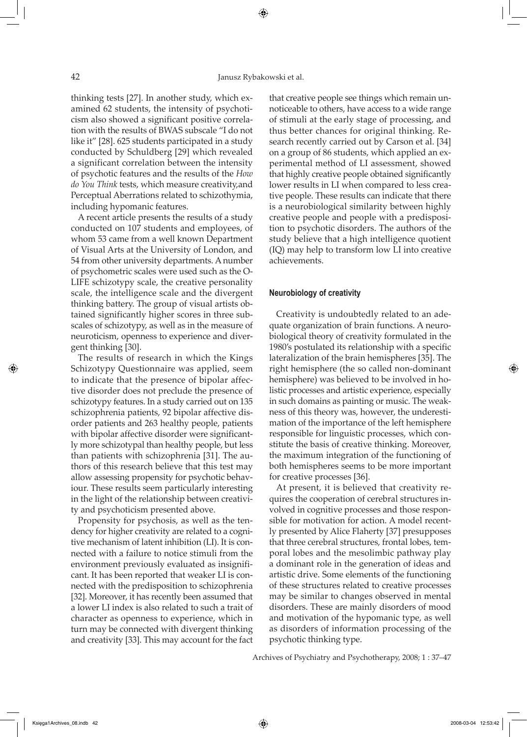thinking tests [27]. In another study, which examined 62 students, the intensity of psychoticism also showed a significant positive correlation with the results of BWAS subscale "I do not like it" [28]. 625 students participated in a study conducted by Schuldberg [29] which revealed a significant correlation between the intensity of psychotic features and the results of the *How do You Think* tests, which measure creativity,and Perceptual Aberrations related to schizothymia, including hypomanic features.

A recent article presents the results of a study conducted on 107 students and employees, of whom 53 came from a well known Department of Visual Arts at the University of London, and 54 from other university departments. A number of psychometric scales were used such as the O-LIFE schizotypy scale, the creative personality scale, the intelligence scale and the divergent thinking battery. The group of visual artists obtained significantly higher scores in three subscales of schizotypy, as well as in the measure of neuroticism, openness to experience and divergent thinking [30].

The results of research in which the Kings Schizotypy Questionnaire was applied, seem to indicate that the presence of bipolar affective disorder does not preclude the presence of schizotypy features. In a study carried out on 135 schizophrenia patients, 92 bipolar affective disorder patients and 263 healthy people, patients with bipolar affective disorder were significantly more schizotypal than healthy people, but less than patients with schizophrenia [31]. The authors of this research believe that this test may allow assessing propensity for psychotic behaviour. These results seem particularly interesting in the light of the relationship between creativity and psychoticism presented above.

Propensity for psychosis, as well as the tendency for higher creativity are related to a cognitive mechanism of latent inhibition (LI). It is connected with a failure to notice stimuli from the environment previously evaluated as insignificant. It has been reported that weaker LI is connected with the predisposition to schizophrenia [32]. Moreover, it has recently been assumed that a lower LI index is also related to such a trait of character as openness to experience, which in turn may be connected with divergent thinking and creativity [33]. This may account for the fact that creative people see things which remain unnoticeable to others, have access to a wide range of stimuli at the early stage of processing, and thus better chances for original thinking. Research recently carried out by Carson et al. [34] on a group of 86 students, which applied an experimental method of LI assessment, showed that highly creative people obtained significantly lower results in LI when compared to less creative people. These results can indicate that there is a neurobiological similarity between highly creative people and people with a predisposition to psychotic disorders. The authors of the study believe that a high intelligence quotient (IQ) may help to transform low LI into creative achievements.

## Neurobiology of creativity

Creativity is undoubtedly related to an adequate organization of brain functions. A neurobiological theory of creativity formulated in the 1980's postulated its relationship with a specific lateralization of the brain hemispheres [35]. The right hemisphere (the so called non-dominant hemisphere) was believed to be involved in holistic processes and artistic experience, especially in such domains as painting or music. The weakness of this theory was, however, the underestimation of the importance of the left hemisphere responsible for linguistic processes, which constitute the basis of creative thinking. Moreover, the maximum integration of the functioning of both hemispheres seems to be more important for creative processes [36].

At present, it is believed that creativity requires the cooperation of cerebral structures involved in cognitive processes and those responsible for motivation for action. A model recently presented by Alice Flaherty [37] presupposes that three cerebral structures, frontal lobes, temporal lobes and the mesolimbic pathway play a dominant role in the generation of ideas and artistic drive. Some elements of the functioning of these structures related to creative processes may be similar to changes observed in mental disorders. These are mainly disorders of mood and motivation of the hypomanic type, as well as disorders of information processing of the psychotic thinking type.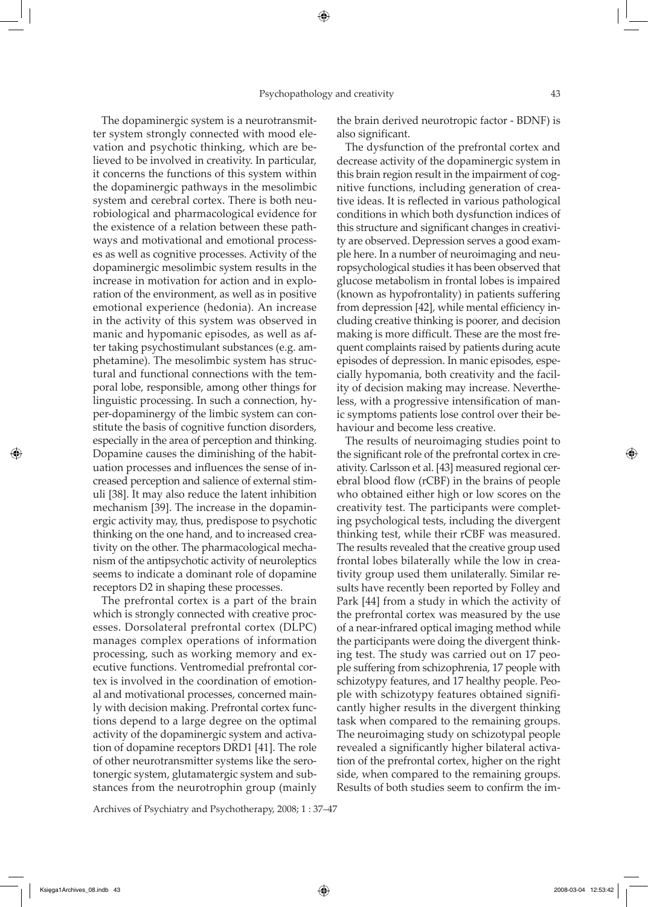The dopaminergic system is a neurotransmitter system strongly connected with mood elevation and psychotic thinking, which are believed to be involved in creativity. In particular, it concerns the functions of this system within the dopaminergic pathways in the mesolimbic system and cerebral cortex. There is both neurobiological and pharmacological evidence for the existence of a relation between these pathways and motivational and emotional processes as well as cognitive processes. Activity of the dopaminergic mesolimbic system results in the increase in motivation for action and in exploration of the environment, as well as in positive emotional experience (hedonia). An increase in the activity of this system was observed in manic and hypomanic episodes, as well as after taking psychostimulant substances (e.g. amphetamine). The mesolimbic system has structural and functional connections with the temporal lobe, responsible, among other things for linguistic processing. In such a connection, hyper-dopaminergy of the limbic system can constitute the basis of cognitive function disorders, especially in the area of perception and thinking. Dopamine causes the diminishing of the habituation processes and influences the sense of increased perception and salience of external stimuli [38]. It may also reduce the latent inhibition mechanism [39]. The increase in the dopaminergic activity may, thus, predispose to psychotic thinking on the one hand, and to increased creativity on the other. The pharmacological mechanism of the antipsychotic activity of neuroleptics seems to indicate a dominant role of dopamine receptors D2 in shaping these processes.

The prefrontal cortex is a part of the brain which is strongly connected with creative processes. Dorsolateral prefrontal cortex (DLPC) manages complex operations of information processing, such as working memory and executive functions. Ventromedial prefrontal cortex is involved in the coordination of emotional and motivational processes, concerned mainly with decision making. Prefrontal cortex functions depend to a large degree on the optimal activity of the dopaminergic system and activation of dopamine receptors DRD1 [41]. The role of other neurotransmitter systems like the serotonergic system, glutamatergic system and substances from the neurotrophin group (mainly the brain derived neurotropic factor - BDNF) is also significant.

The dysfunction of the prefrontal cortex and decrease activity of the dopaminergic system in this brain region result in the impairment of cognitive functions, including generation of creative ideas. It is reflected in various pathological conditions in which both dysfunction indices of this structure and significant changes in creativity are observed. Depression serves a good example here. In a number of neuroimaging and neuropsychological studies it has been observed that glucose metabolism in frontal lobes is impaired (known as hypofrontality) in patients suffering from depression [42], while mental efficiency including creative thinking is poorer, and decision making is more difficult. These are the most frequent complaints raised by patients during acute episodes of depression. In manic episodes, especially hypomania, both creativity and the facility of decision making may increase. Nevertheless, with a progressive intensification of manic symptoms patients lose control over their behaviour and become less creative.

The results of neuroimaging studies point to the significant role of the prefrontal cortex in creativity. Carlsson et al. [43] measured regional cerebral blood flow (rCBF) in the brains of people who obtained either high or low scores on the creativity test. The participants were completing psychological tests, including the divergent thinking test, while their rCBF was measured. The results revealed that the creative group used frontal lobes bilaterally while the low in creativity group used them unilaterally. Similar results have recently been reported by Folley and Park [44] from a study in which the activity of the prefrontal cortex was measured by the use of a near-infrared optical imaging method while the participants were doing the divergent thinking test. The study was carried out on 17 people suffering from schizophrenia, 17 people with schizotypy features, and 17 healthy people. People with schizotypy features obtained significantly higher results in the divergent thinking task when compared to the remaining groups. The neuroimaging study on schizotypal people revealed a significantly higher bilateral activation of the prefrontal cortex, higher on the right side, when compared to the remaining groups. Results of both studies seem to confirm the im-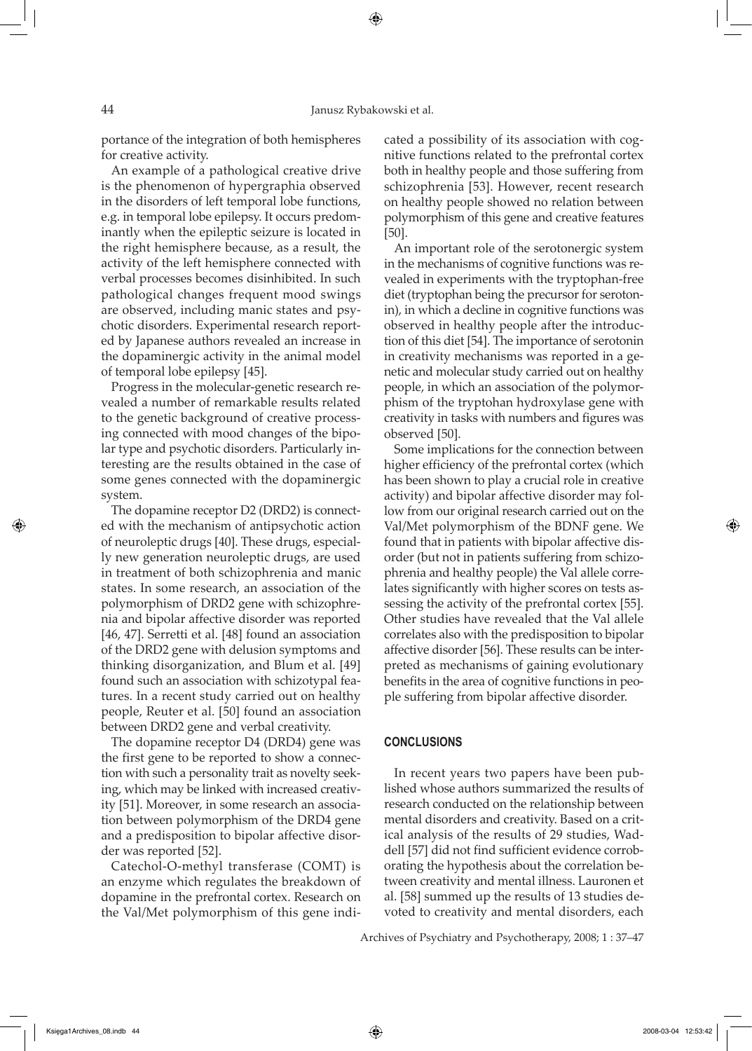portance of the integration of both hemispheres for creative activity.

An example of a pathological creative drive is the phenomenon of hypergraphia observed in the disorders of left temporal lobe functions, e.g. in temporal lobe epilepsy. It occurs predominantly when the epileptic seizure is located in the right hemisphere because, as a result, the activity of the left hemisphere connected with verbal processes becomes disinhibited. In such pathological changes frequent mood swings are observed, including manic states and psychotic disorders. Experimental research reported by Japanese authors revealed an increase in the dopaminergic activity in the animal model of temporal lobe epilepsy [45].

Progress in the molecular-genetic research revealed a number of remarkable results related to the genetic background of creative processing connected with mood changes of the bipolar type and psychotic disorders. Particularly interesting are the results obtained in the case of some genes connected with the dopaminergic system.

The dopamine receptor D2 (DRD2) is connected with the mechanism of antipsychotic action of neuroleptic drugs [40]. These drugs, especially new generation neuroleptic drugs, are used in treatment of both schizophrenia and manic states. In some research, an association of the polymorphism of DRD2 gene with schizophrenia and bipolar affective disorder was reported [46, 47]. Serretti et al. [48] found an association of the DRD2 gene with delusion symptoms and thinking disorganization, and Blum et al. [49] found such an association with schizotypal features. In a recent study carried out on healthy people, Reuter et al. [50] found an association between DRD2 gene and verbal creativity.

The dopamine receptor D4 (DRD4) gene was the first gene to be reported to show a connection with such a personality trait as novelty seeking, which may be linked with increased creativity [51]. Moreover, in some research an association between polymorphism of the DRD4 gene and a predisposition to bipolar affective disorder was reported [52].

Catechol-O-methyl transferase (COMT) is an enzyme which regulates the breakdown of dopamine in the prefrontal cortex. Research on the Val/Met polymorphism of this gene indicated a possibility of its association with cognitive functions related to the prefrontal cortex both in healthy people and those suffering from schizophrenia [53]. However, recent research on healthy people showed no relation between polymorphism of this gene and creative features [50].

An important role of the serotonergic system in the mechanisms of cognitive functions was revealed in experiments with the tryptophan-free diet (tryptophan being the precursor for serotonin), in which a decline in cognitive functions was observed in healthy people after the introduction of this diet [54]. The importance of serotonin in creativity mechanisms was reported in a genetic and molecular study carried out on healthy people, in which an association of the polymorphism of the tryptohan hydroxylase gene with creativity in tasks with numbers and figures was observed [50].

Some implications for the connection between higher efficiency of the prefrontal cortex (which has been shown to play a crucial role in creative activity) and bipolar affective disorder may follow from our original research carried out on the Val/Met polymorphism of the BDNF gene. We found that in patients with bipolar affective disorder (but not in patients suffering from schizophrenia and healthy people) the Val allele correlates significantly with higher scores on tests assessing the activity of the prefrontal cortex [55]. Other studies have revealed that the Val allele correlates also with the predisposition to bipolar affective disorder [56]. These results can be interpreted as mechanisms of gaining evolutionary benefits in the area of cognitive functions in people suffering from bipolar affective disorder.

## CONCLUSIONS

In recent years two papers have been published whose authors summarized the results of research conducted on the relationship between mental disorders and creativity. Based on a critical analysis of the results of 29 studies, Waddell [57] did not find sufficient evidence corroborating the hypothesis about the correlation between creativity and mental illness. Lauronen et al. [58] summed up the results of 13 studies devoted to creativity and mental disorders, each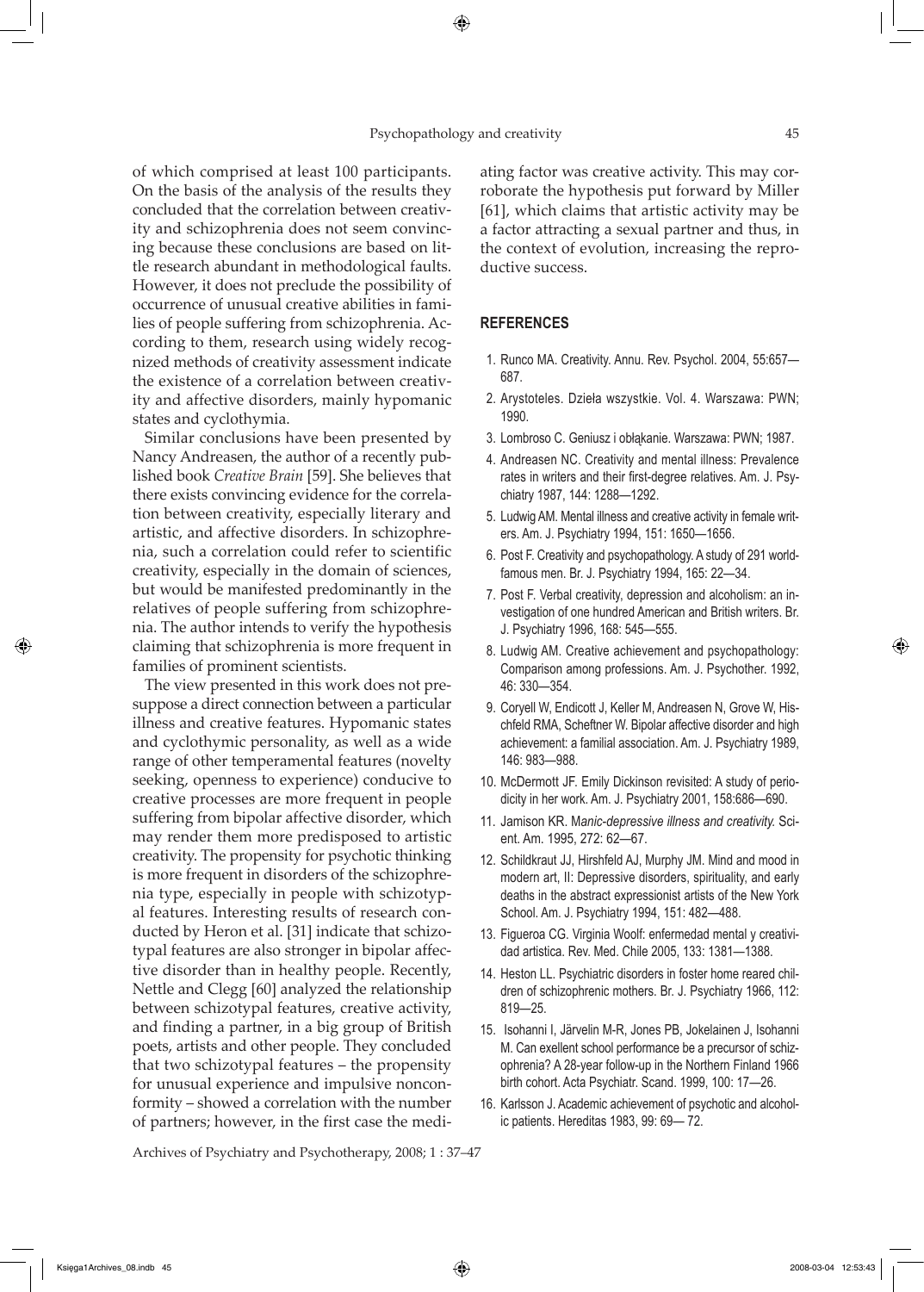of which comprised at least 100 participants. On the basis of the analysis of the results they concluded that the correlation between creativity and schizophrenia does not seem convincing because these conclusions are based on little research abundant in methodological faults. However, it does not preclude the possibility of occurrence of unusual creative abilities in families of people suffering from schizophrenia. According to them, research using widely recognized methods of creativity assessment indicate the existence of a correlation between creativity and affective disorders, mainly hypomanic states and cyclothymia.

Similar conclusions have been presented by Nancy Andreasen, the author of a recently published book *Creative Brain* [59]. She believes that there exists convincing evidence for the correlation between creativity, especially literary and artistic, and affective disorders. In schizophrenia, such a correlation could refer to scientific creativity, especially in the domain of sciences, but would be manifested predominantly in the relatives of people suffering from schizophrenia. The author intends to verify the hypothesis claiming that schizophrenia is more frequent in families of prominent scientists.

The view presented in this work does not presuppose a direct connection between a particular illness and creative features. Hypomanic states and cyclothymic personality, as well as a wide range of other temperamental features (novelty seeking, openness to experience) conducive to creative processes are more frequent in people suffering from bipolar affective disorder, which may render them more predisposed to artistic creativity. The propensity for psychotic thinking is more frequent in disorders of the schizophrenia type, especially in people with schizotypal features. Interesting results of research conducted by Heron et al. [31] indicate that schizotypal features are also stronger in bipolar affective disorder than in healthy people. Recently, Nettle and Clegg [60] analyzed the relationship between schizotypal features, creative activity, and finding a partner, in a big group of British poets, artists and other people. They concluded that two schizotypal features – the propensity for unusual experience and impulsive nonconformity – showed a correlation with the number of partners; however, in the first case the mediating factor was creative activity. This may corroborate the hypothesis put forward by Miller [61], which claims that artistic activity may be a factor attracting a sexual partner and thus, in the context of evolution, increasing the reproductive success.

## REFERENCES

1. Runco MA. Creativity. Annu. Rev. Psychol. 2004, 55:657—687.
2. Arystoteles. Dzieła wszystkie. Vol. 4. Warszawa: PWN; 1990.
3. Lombroso C. Geniusz i obłąkanie. Warszawa: PWN; 1987.
4. Andreasen NC. Creativity and mental illness: Prevalence rates in writers and their first-degree relatives. Am. J. Psychiatry 1987, 144: 1288—1292.
5. Ludwig AM. Mental illness and creative activity in female writers. Am. J. Psychiatry 1994, 151: 1650—1656.
6. Post F. Creativity and psychopathology. A study of 291 world-famous men. Br. J. Psychiatry 1994, 165: 22—34.
7. Post F. Verbal creativity, depression and alcoholism: an investigation of one hundred American and British writers. Br. J. Psychiatry 1996, 168: 545—555.
8. Ludwig AM. Creative achievement and psychopathology: Comparison among professions. Am. J. Psychother. 1992, 46: 330—354.
9. Coryell W, Endicott J, Keller M, Andreasen N, Grove W, Hischfeld RMA, Scheftner W. Bipolar affective disorder and high achievement: a familial association. Am. J. Psychiatry 1989, 146: 983—988.
10. McDermott JF. Emily Dickinson revisited: A study of periodicity in her work. Am. J. Psychiatry 2001, 158:686—690.
11. Jamison KR. M*anic-depressive illness and creativity.* Scient. Am. 1995, 272: 62—67.
12. Schildkraut JJ, Hirshfeld AJ, Murphy JM. Mind and mood in modern art, II: Depressive disorders, spirituality, and early deaths in the abstract expressionist artists of the New York School. Am. J. Psychiatry 1994, 151: 482—488.
13. Figueroa CG. Virginia Woolf: enfermedad mental y creatividad artistica. Rev. Med. Chile 2005, 133: 1381—1388.
14. Heston LL. Psychiatric disorders in foster home reared children of schizophrenic mothers. Br. J. Psychiatry 1966, 112: 819—25.
15. Isohanni I, Järvelin M-R, Jones PB, Jokelainen J, Isohanni M. Can exellent school performance be a precursor of schizophrenia? A 28-year follow-up in the Northern Finland 1966 birth cohort. Acta Psychiatr. Scand. 1999, 100: 17—26.
16. Karlsson J. Academic achievement of psychotic and alcoholic patients. Hereditas 1983, 99: 69— 72.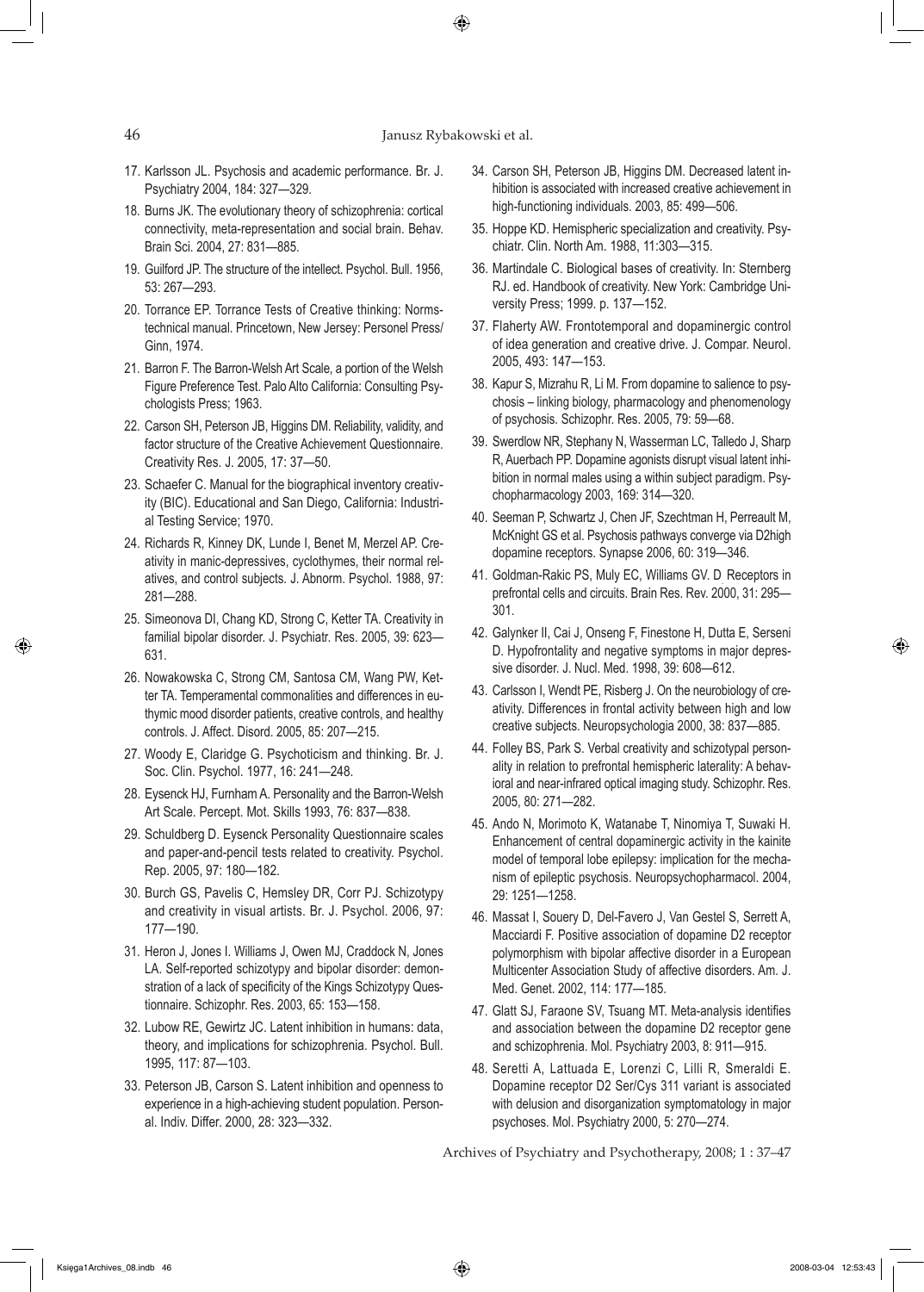17. Karlsson JL. Psychosis and academic performance. Br. J. Psychiatry 2004, 184: 327—329.
18. Burns JK. The evolutionary theory of schizophrenia: cortical connectivity, meta-representation and social brain. Behav. Brain Sci. 2004, 27: 831—885.
19. Guilford JP. The structure of the intellect. Psychol. Bull. 1956, 53: 267—293.
20. Torrance EP. Torrance Tests of Creative thinking: Norms-technical manual. Princetown, New Jersey: Personel Press/ Ginn, 1974.
21. Barron F. The Barron-Welsh Art Scale, a portion of the Welsh Figure Preference Test. Palo Alto California: Consulting Psychologists Press; 1963.
22. Carson SH, Peterson JB, Higgins DM. Reliability, validity, and factor structure of the Creative Achievement Questionnaire. Creativity Res. J. 2005, 17: 37—50.
23. Schaefer C. Manual for the biographical inventory creativity (BIC). Educational and San Diego, California: Industrial Testing Service; 1970.
24. Richards R, Kinney DK, Lunde I, Benet M, Merzel AP. Creativity in manic-depressives, cyclothymes, their normal relatives, and control subjects. J. Abnorm. Psychol. 1988, 97: 281—288.
25. Simeonova DI, Chang KD, Strong C, Ketter TA. Creativity in familial bipolar disorder. J. Psychiatr. Res. 2005, 39: 623—631.
26. Nowakowska C, Strong CM, Santosa CM, Wang PW, Ketter TA. Temperamental commonalities and differences in euthymic mood disorder patients, creative controls, and healthy controls. J. Affect. Disord. 2005, 85: 207—215.
27. Woody E, Claridge G. Psychoticism and thinking. Br. J. Soc. Clin. Psychol. 1977, 16: 241—248.
28. Eysenck HJ, Furnham A. Personality and the Barron-Welsh Art Scale. Percept. Mot. Skills 1993, 76: 837—838.
29. Schuldberg D. Eysenck Personality Questionnaire scales and paper-and-pencil tests related to creativity. Psychol. Rep. 2005, 97: 180—182.
30. Burch GS, Pavelis C, Hemsley DR, Corr PJ. Schizotypy and creativity in visual artists. Br. J. Psychol. 2006, 97: 177—190.
31. Heron J, Jones I. Williams J, Owen MJ, Craddock N, Jones LA. Self-reported schizotypy and bipolar disorder: demonstration of a lack of specificity of the Kings Schizotypy Questionnaire. Schizophr. Res. 2003, 65: 153—158.
32. Lubow RE, Gewirtz JC. Latent inhibition in humans: data, theory, and implications for schizophrenia. Psychol. Bull. 1995, 117: 87—103.
33. Peterson JB, Carson S. Latent inhibition and openness to experience in a high-achieving student population. Personal. Indiv. Differ. 2000, 28: 323—332.
34. Carson SH, Peterson JB, Higgins DM. Decreased latent inhibition is associated with increased creative achievement in high-functioning individuals. 2003, 85: 499—506.
35. Hoppe KD. Hemispheric specialization and creativity. Psychiatr. Clin. North Am. 1988, 11:303—315.
36. Martindale C. Biological bases of creativity. In: Sternberg RJ. ed. Handbook of creativity. New York: Cambridge University Press; 1999. p. 137—152.
37. Flaherty AW. Frontotemporal and dopaminergic control of idea generation and creative drive. J. Compar. Neurol. 2005, 493: 147—153.
38. Kapur S, Mizrahu R, Li M. From dopamine to salience to psychosis – linking biology, pharmacology and phenomenology of psychosis. Schizophr. Res. 2005, 79: 59—68.
39. Swerdlow NR, Stephany N, Wasserman LC, Talledo J, Sharp R, Auerbach PP. Dopamine agonists disrupt visual latent inhibition in normal males using a within subject paradigm. Psychopharmacology 2003, 169: 314—320.
40. Seeman P, Schwartz J, Chen JF, Szechtman H, Perreault M, McKnight GS et al. Psychosis pathways converge via D2high dopamine receptors. Synapse 2006, 60: 319—346.
41. Goldman-Rakic PS, Muly EC, Williams GV. D Receptors in prefrontal cells and circuits. Brain Res. Rev. 2000, 31: 295—301.
42. Galynker II, Cai J, Onseng F, Finestone H, Dutta E, Serseni D. Hypofrontality and negative symptoms in major depressive disorder. J. Nucl. Med. 1998, 39: 608—612.
43. Carlsson I, Wendt PE, Risberg J. On the neurobiology of creativity. Differences in frontal activity between high and low creative subjects. Neuropsychologia 2000, 38: 837—885.
44. Folley BS, Park S. Verbal creativity and schizotypal personality in relation to prefrontal hemispheric laterality: A behavioral and near-infrared optical imaging study. Schizophr. Res. 2005, 80: 271—282.
45. Ando N, Morimoto K, Watanabe T, Ninomiya T, Suwaki H. Enhancement of central dopaminergic activity in the kainite model of temporal lobe epilepsy: implication for the mechanism of epileptic psychosis. Neuropsychopharmacol. 2004, 29: 1251—1258.
46. Massat I, Souery D, Del-Favero J, Van Gestel S, Serrett A, Macciardi F. Positive association of dopamine D2 receptor polymorphism with bipolar affective disorder in a European Multicenter Association Study of affective disorders. Am. J. Med. Genet. 2002, 114: 177—185.
47. Glatt SJ, Faraone SV, Tsuang MT. Meta-analysis identifies and association between the dopamine D2 receptor gene and schizophrenia. Mol. Psychiatry 2003, 8: 911—915.
48. Seretti A, Lattuada E, Lorenzi C, Lilli R, Smeraldi E. Dopamine receptor D2 Ser/Cys 311 variant is associated with delusion and disorganization symptomatology in major psychoses. Mol. Psychiatry 2000, 5: 270—274.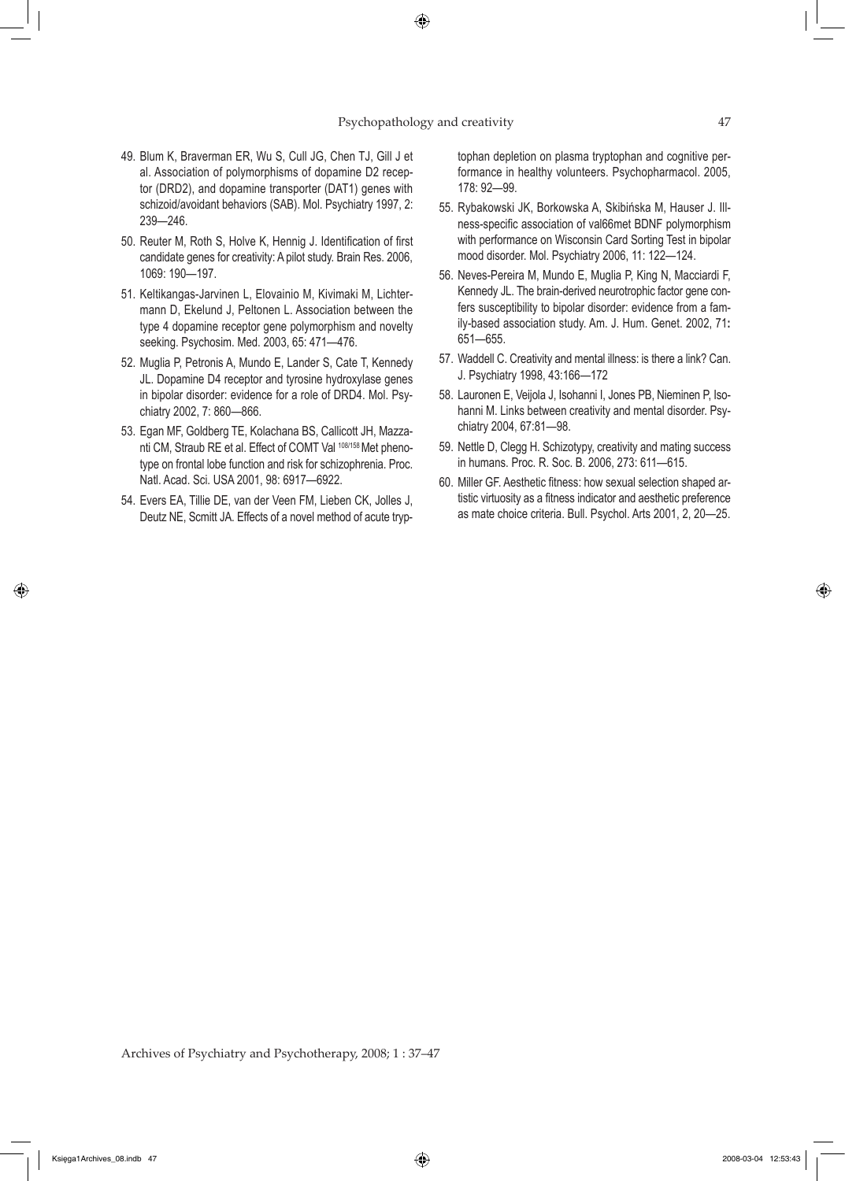49. Blum K, Braverman ER, Wu S, Cull JG, Chen TJ, Gill J et al. Association of polymorphisms of dopamine D2 receptor (DRD2), and dopamine transporter (DAT1) genes with schizoid/avoidant behaviors (SAB). Mol. Psychiatry 1997, 2: 239—246.
50. Reuter M, Roth S, Holve K, Hennig J. Identification of first candidate genes for creativity: A pilot study. Brain Res. 2006, 1069: 190—197.
51. Keltikangas-Jarvinen L, Elovainio M, Kivimaki M, Lichtermann D, Ekelund J, Peltonen L. Association between the type 4 dopamine receptor gene polymorphism and novelty seeking. Psychosim. Med. 2003, 65: 471—476.
52. Muglia P, Petronis A, Mundo E, Lander S, Cate T, Kennedy JL. Dopamine D4 receptor and tyrosine hydroxylase genes in bipolar disorder: evidence for a role of DRD4. Mol. Psychiatry 2002, 7: 860—866.
53. Egan MF, Goldberg TE, Kolachana BS, Callicott JH, Mazzanti CM, Straub RE et al. Effect of COMT Val [108/158] Met phenotype on frontal lobe function and risk for schizophrenia. Proc. Natl. Acad. Sci. USA 2001, 98: 6917—6922.
54. Evers EA, Tillie DE, van der Veen FM, Lieben CK, Jolles J, Deutz NE, Scmitt JA. Effects of a novel method of acute tryptophan depletion on plasma tryptophan and cognitive performance in healthy volunteers. Psychopharmacol. 2005, 178: 92—99.
55. Rybakowski JK, Borkowska A, Skibińska M, Hauser J. Illness-specific association of val66met BDNF polymorphism with performance on Wisconsin Card Sorting Test in bipolar mood disorder. Mol. Psychiatry 2006, 11: 122—124.
56. Neves-Pereira M, Mundo E, Muglia P, King N, Macciardi F, Kennedy JL. The brain-derived neurotrophic factor gene confers susceptibility to bipolar disorder: evidence from a family-based association study. Am. J. Hum. Genet. 2002, 71**:** 651—655.
57. Waddell C. Creativity and mental illness: is there a link? Can. J. Psychiatry 1998, 43:166—172
58. Lauronen E, Veijola J, Isohanni I, Jones PB, Nieminen P, Isohanni M. Links between creativity and mental disorder. Psychiatry 2004, 67:81—98.
59. Nettle D, Clegg H. Schizotypy, creativity and mating success in humans. Proc. R. Soc. B. 2006, 273: 611—615.
60. Miller GF. Aesthetic fitness: how sexual selection shaped artistic virtuosity as a fitness indicator and aesthetic preference as mate choice criteria. Bull. Psychol. Arts 2001, 2, 20—25.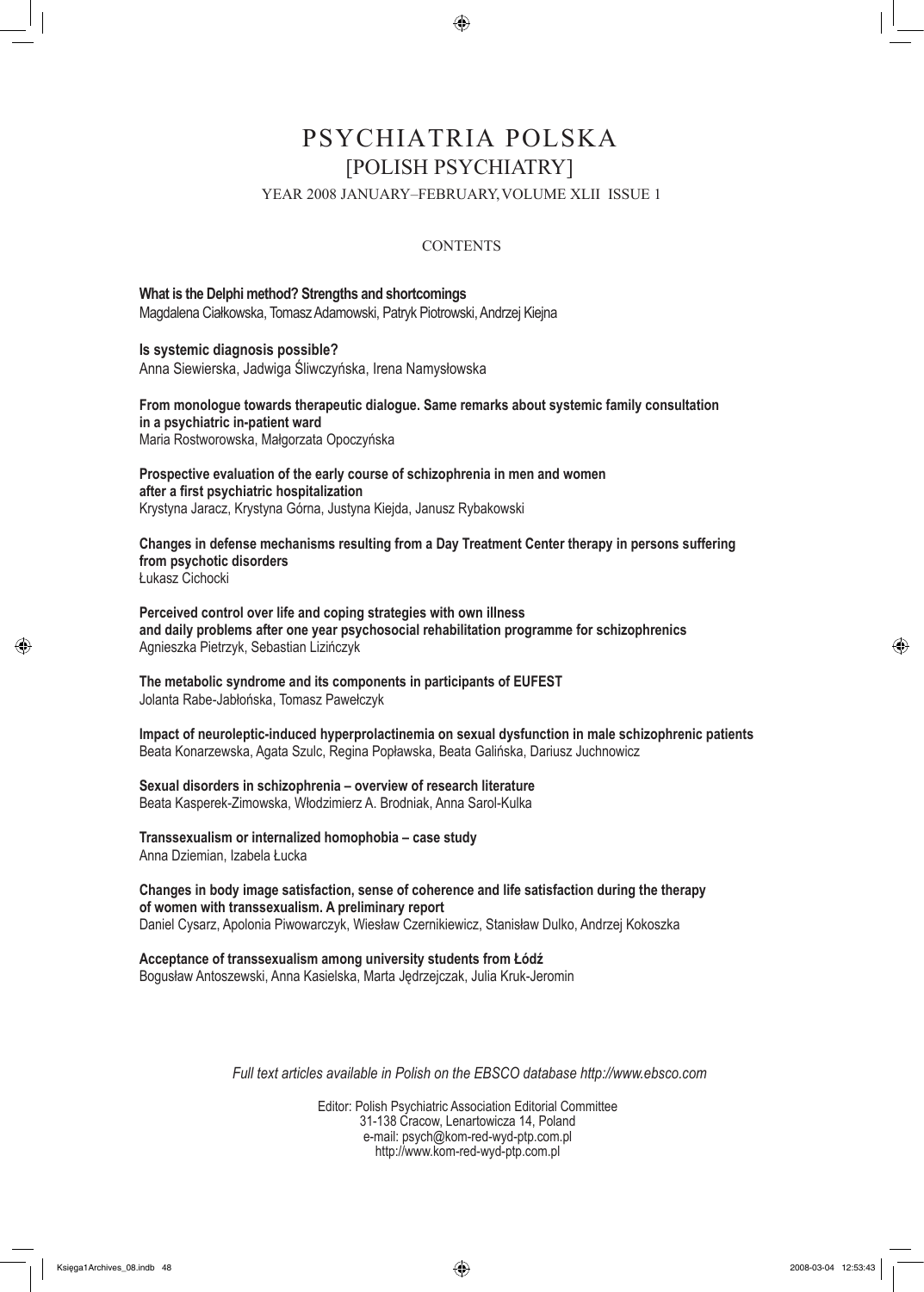# PSYCHIATRIA POLSKA
## [POLISH PSYCHIATRY]

YEAR 2008 JANUARY–FEBRUARY, VOLUME XLII ISSUE 1

### CONTENTS

**What is the Delphi method? Strengths and shortcomings**
Magdalena Ciałkowska, Tomasz Adamowski, Patryk Piotrowski, Andrzej Kiejna

**Is systemic diagnosis possible?**
Anna Siewierska, Jadwiga Śliwczyńska, Irena Namysłowska

**From monologue towards therapeutic dialogue. Same remarks about systemic family consultation in a psychiatric in-patient ward**
Maria Rostworowska, Małgorzata Opoczyńska

**Prospective evaluation of the early course of schizophrenia in men and women after a first psychiatric hospitalization**
Krystyna Jaracz, Krystyna Górna, Justyna Kiejda, Janusz Rybakowski

**Changes in defense mechanisms resulting from a Day Treatment Center therapy in persons suffering from psychotic disorders**
Łukasz Cichocki

**Perceived control over life and coping strategies with own illness and daily problems after one year psychosocial rehabilitation programme for schizophrenics**
Agnieszka Pietrzyk, Sebastian Lizińczyk

**The metabolic syndrome and its components in participants of EUFEST**
Jolanta Rabe-Jabłońska, Tomasz Pawełczyk

**Impact of neuroleptic-induced hyperprolactinemia on sexual dysfunction in male schizophrenic patients**
Beata Konarzewska, Agata Szulc, Regina Popławska, Beata Galińska, Dariusz Juchnowicz

**Sexual disorders in schizophrenia – overview of research literature**
Beata Kasperek-Zimowska, Włodzimierz A. Brodniak, Anna Sarol-Kulka

**Transsexualism or internalized homophobia – case study**
Anna Dziemian, Izabela Łucka

**Changes in body image satisfaction, sense of coherence and life satisfaction during the therapy of women with transsexualism. A preliminary report**
Daniel Cysarz, Apolonia Piwowarczyk, Wiesław Czernikiewicz, Stanisław Dulko, Andrzej Kokoszka

**Acceptance of transsexualism among university students from Łódź**
Bogusław Antoszewski, Anna Kasielska, Marta Jędrzejczak, Julia Kruk-Jeromin

*Full text articles available in Polish on the EBSCO database http://www.ebsco.com*

Editor: Polish Psychiatric Association Editorial Committee
31-138 Cracow, Lenartowicza 14, Poland
e-mail: psych@kom-red-wyd-ptp.com.pl
http://www.kom-red-wyd-ptp.com.pl